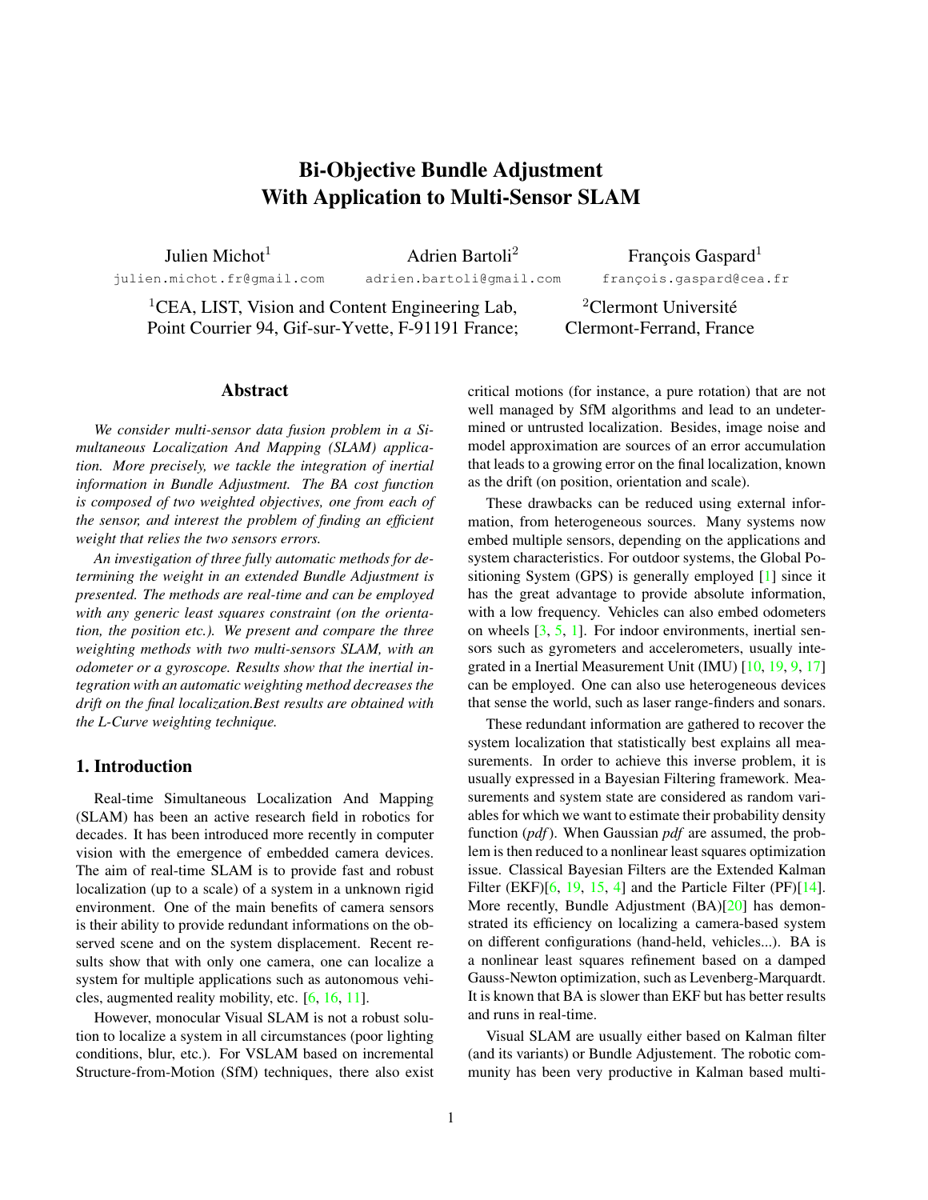# Bi-Objective Bundle Adjustment With Application to Multi-Sensor SLAM

Julien Michot[1]
julien.michot.fr@gmail.com

Adrien Bartoli[2]
adrien.bartoli@gmail.com

François Gaspard[1]
françois.gaspard@cea.fr

[1]CEA, LIST, Vision and Content Engineering Lab, Point Courrier 94, Gif-sur-Yvette, F-91191 France;

[2]Clermont Université Clermont-Ferrand, France

## Abstract

*We consider multi-sensor data fusion problem in a Simultaneous Localization And Mapping (SLAM) application. More precisely, we tackle the integration of inertial information in Bundle Adjustment. The BA cost function is composed of two weighted objectives, one from each of the sensor, and interest the problem of finding an efficient weight that relies the two sensors errors.*

*An investigation of three fully automatic methods for determining the weight in an extended Bundle Adjustment is presented. The methods are real-time and can be employed with any generic least squares constraint (on the orientation, the position etc.). We present and compare the three weighting methods with two multi-sensors SLAM, with an odometer or a gyroscope. Results show that the inertial integration with an automatic weighting method decreases the drift on the final localization.Best results are obtained with the L-Curve weighting technique.*

## 1. Introduction

Real-time Simultaneous Localization And Mapping (SLAM) has been an active research field in robotics for decades. It has been introduced more recently in computer vision with the emergence of embedded camera devices. The aim of real-time SLAM is to provide fast and robust localization (up to a scale) of a system in a unknown rigid environment. One of the main benefits of camera sensors is their ability to provide redundant informations on the observed scene and on the system displacement. Recent results show that with only one camera, one can localize a system for multiple applications such as autonomous vehicles, augmented reality mobility, etc. [6, 16, 11].

However, monocular Visual SLAM is not a robust solution to localize a system in all circumstances (poor lighting conditions, blur, etc.). For VSLAM based on incremental Structure-from-Motion (SfM) techniques, there also exist critical motions (for instance, a pure rotation) that are not well managed by SfM algorithms and lead to an undetermined or untrusted localization. Besides, image noise and model approximation are sources of an error accumulation that leads to a growing error on the final localization, known as the drift (on position, orientation and scale).

These drawbacks can be reduced using external information, from heterogeneous sources. Many systems now embed multiple sensors, depending on the applications and system characteristics. For outdoor systems, the Global Positioning System (GPS) is generally employed [1] since it has the great advantage to provide absolute information, with a low frequency. Vehicles can also embed odometers on wheels [3, 5, 1]. For indoor environments, inertial sensors such as gyrometers and accelerometers, usually integrated in a Inertial Measurement Unit (IMU) [10, 19, 9, 17] can be employed. One can also use heterogeneous devices that sense the world, such as laser range-finders and sonars.

These redundant information are gathered to recover the system localization that statistically best explains all measurements. In order to achieve this inverse problem, it is usually expressed in a Bayesian Filtering framework. Measurements and system state are considered as random variables for which we want to estimate their probability density function (*pdf*). When Gaussian *pdf* are assumed, the problem is then reduced to a nonlinear least squares optimization issue. Classical Bayesian Filters are the Extended Kalman Filter (EKF)[6, 19, 15, 4] and the Particle Filter (PF)[14]. More recently, Bundle Adjustment (BA)[20] has demonstrated its efficiency on localizing a camera-based system on different configurations (hand-held, vehicles...). BA is a nonlinear least squares refinement based on a damped Gauss-Newton optimization, such as Levenberg-Marquardt. It is known that BA is slower than EKF but has better results and runs in real-time.

Visual SLAM are usually either based on Kalman filter (and its variants) or Bundle Adjustement. The robotic community has been very productive in Kalman based multi-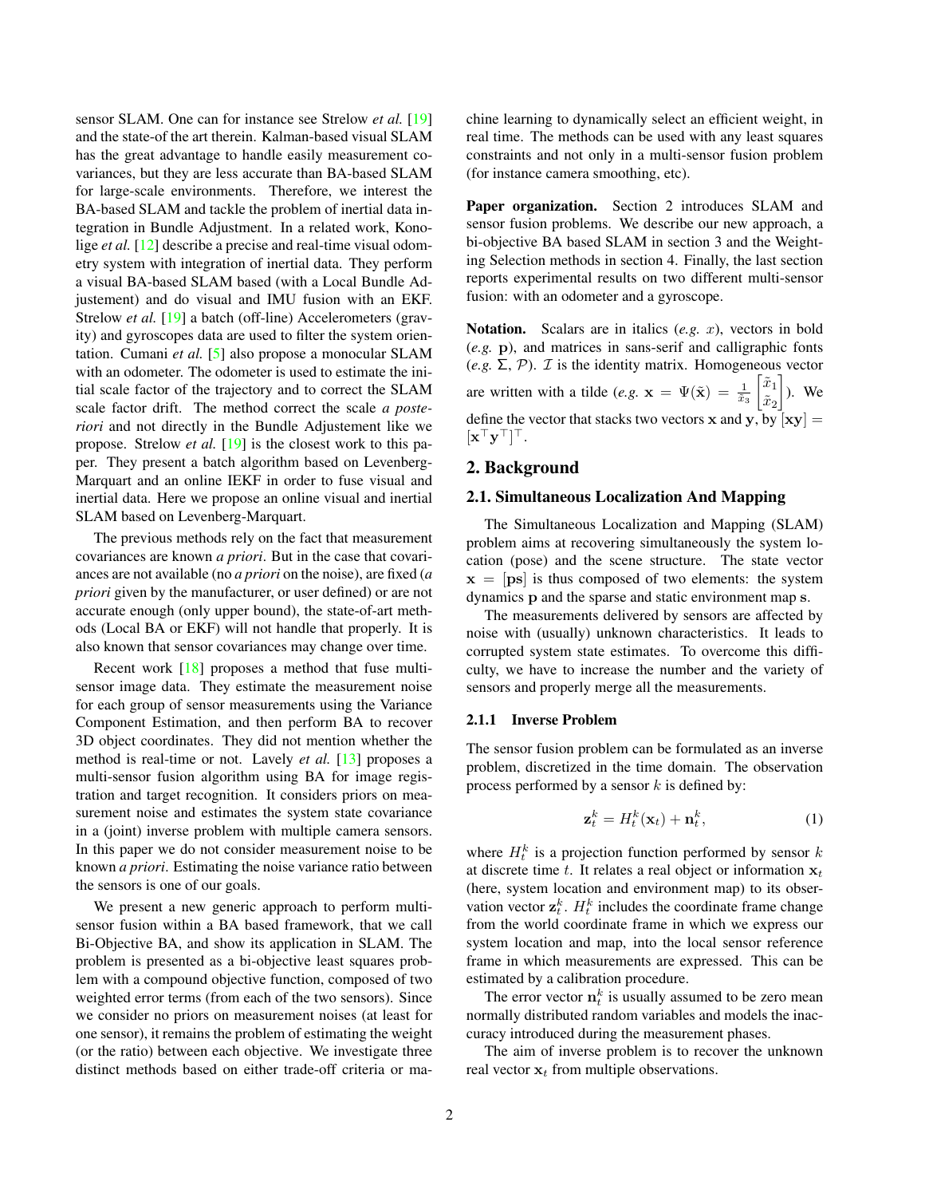sensor SLAM. One can for instance see Strelow *et al.* [19] and the state-of the art therein. Kalman-based visual SLAM has the great advantage to handle easily measurement covariances, but they are less accurate than BA-based SLAM for large-scale environments. Therefore, we interest the BA-based SLAM and tackle the problem of inertial data integration in Bundle Adjustment. In a related work, Konolige *et al.* [12] describe a precise and real-time visual odometry system with integration of inertial data. They perform a visual BA-based SLAM based (with a Local Bundle Adjustement) and do visual and IMU fusion with an EKF. Strelow *et al.* [19] a batch (off-line) Accelerometers (gravity) and gyroscopes data are used to filter the system orientation. Cumani *et al.* [5] also propose a monocular SLAM with an odometer. The odometer is used to estimate the initial scale factor of the trajectory and to correct the SLAM scale factor drift. The method correct the scale *a posteriori* and not directly in the Bundle Adjustement like we propose. Strelow *et al.* [19] is the closest work to this paper. They present a batch algorithm based on Levenberg-Marquart and an online IEKF in order to fuse visual and inertial data. Here we propose an online visual and inertial SLAM based on Levenberg-Marquart.

The previous methods rely on the fact that measurement covariances are known *a priori*. But in the case that covariances are not available (no *a priori* on the noise), are fixed (*a priori* given by the manufacturer, or user defined) or are not accurate enough (only upper bound), the state-of-art methods (Local BA or EKF) will not handle that properly. It is also known that sensor covariances may change over time.

Recent work [18] proposes a method that fuse multi-sensor image data. They estimate the measurement noise for each group of sensor measurements using the Variance Component Estimation, and then perform BA to recover 3D object coordinates. They did not mention whether the method is real-time or not. Lavely *et al.* [13] proposes a multi-sensor fusion algorithm using BA for image registration and target recognition. It considers priors on measurement noise and estimates the system state covariance in a (joint) inverse problem with multiple camera sensors. In this paper we do not consider measurement noise to be known *a priori*. Estimating the noise variance ratio between the sensors is one of our goals.

We present a new generic approach to perform multi-sensor fusion within a BA based framework, that we call Bi-Objective BA, and show its application in SLAM. The problem is presented as a bi-objective least squares problem with a compound objective function, composed of two weighted error terms (from each of the two sensors). Since we consider no priors on measurement noises (at least for one sensor), it remains the problem of estimating the weight (or the ratio) between each objective. We investigate three distinct methods based on either trade-off criteria or machine learning to dynamically select an efficient weight, in real time. The methods can be used with any least squares constraints and not only in a multi-sensor fusion problem (for instance camera smoothing, etc).

**Paper organization.** Section 2 introduces SLAM and sensor fusion problems. We describe our new approach, a bi-objective BA based SLAM in section 3 and the Weighting Selection methods in section 4. Finally, the last section reports experimental results on two different multi-sensor fusion: with an odometer and a gyroscope.

**Notation.** Scalars are in italics (*e.g.* $x$), vectors in bold (*e.g.* $\mathbf{p}$), and matrices in sans-serif and calligraphic fonts (*e.g.* $\Sigma$, $\mathcal{P}$). $\mathcal{I}$ is the identity matrix. Homogeneous vector are written with a tilde (*e.g.* $\mathbf{x} = \Psi(\tilde{\mathbf{x}}) = \frac{1}{\tilde{x}_3}\begin{bmatrix}\tilde{x}_1 \\ \tilde{x}_2\end{bmatrix}$). We define the vector that stacks two vectors $\mathbf{x}$ and $\mathbf{y}$, by $[\mathbf{x}\mathbf{y}] = [\mathbf{x}^\top \mathbf{y}^\top]^\top$.

## 2. Background

### 2.1. Simultaneous Localization And Mapping

The Simultaneous Localization and Mapping (SLAM) problem aims at recovering simultaneously the system location (pose) and the scene structure. The state vector $\mathbf{x} = [\mathbf{p}\mathbf{s}]$ is thus composed of two elements: the system dynamics $\mathbf{p}$ and the sparse and static environment map $\mathbf{s}$.

The measurements delivered by sensors are affected by noise with (usually) unknown characteristics. It leads to corrupted system state estimates. To overcome this difficulty, we have to increase the number and the variety of sensors and properly merge all the measurements.

#### 2.1.1 Inverse Problem

The sensor fusion problem can be formulated as an inverse problem, discretized in the time domain. The observation process performed by a sensor $k$ is defined by:

$$\mathbf{z}_t^k = H_t^k(\mathbf{x}_t) + \mathbf{n}_t^k, \tag{1}$$

where $H_t^k$ is a projection function performed by sensor $k$ at discrete time $t$. It relates a real object or information $\mathbf{x}_t$ (here, system location and environment map) to its observation vector $\mathbf{z}_t^k$. $H_t^k$ includes the coordinate frame change from the world coordinate frame in which we express our system location and map, into the local sensor reference frame in which measurements are expressed. This can be estimated by a calibration procedure.

The error vector $\mathbf{n}_t^k$ is usually assumed to be zero mean normally distributed random variables and models the inaccuracy introduced during the measurement phases.

The aim of inverse problem is to recover the unknown real vector $\mathbf{x}_t$ from multiple observations.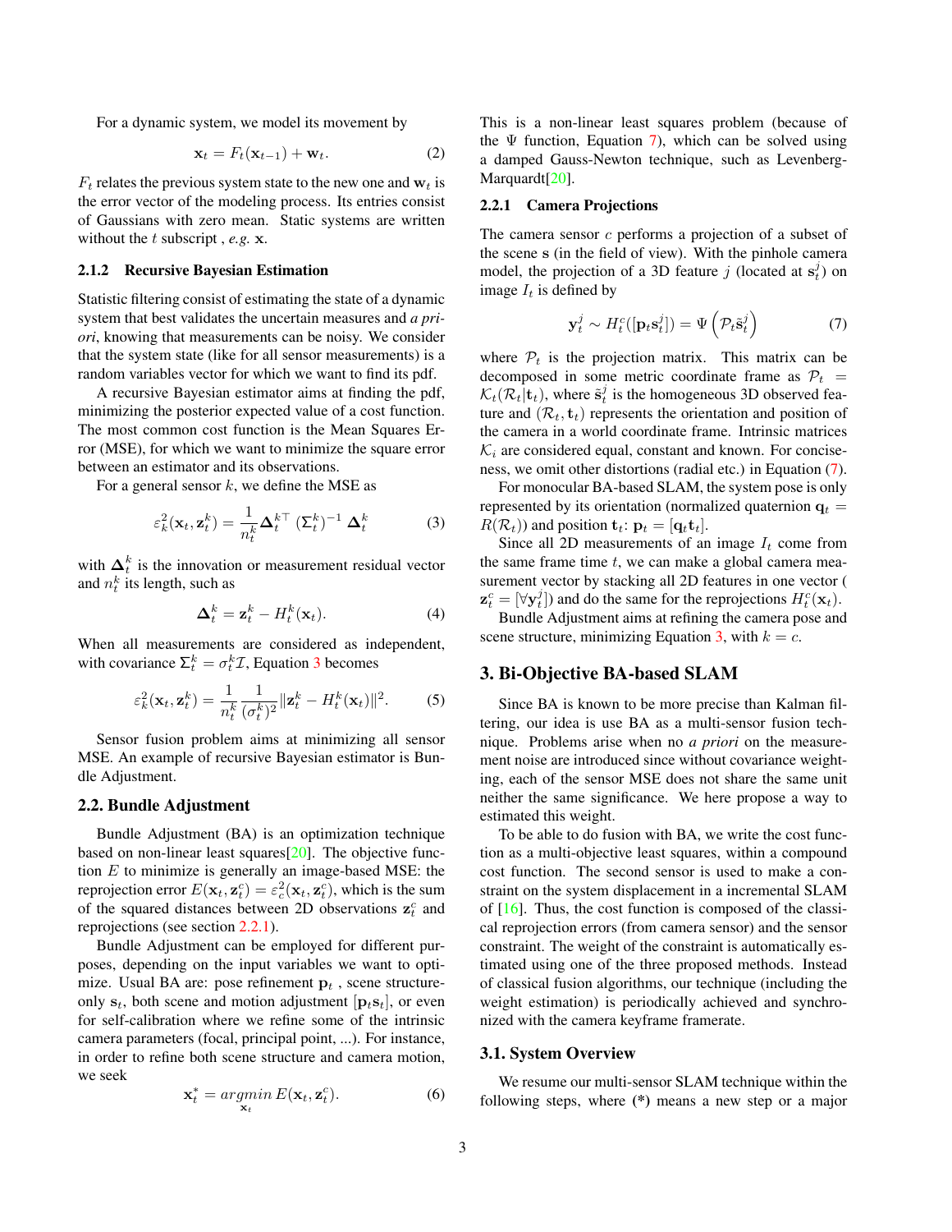For a dynamic system, we model its movement by

$$\mathbf{x}_t = F_t(\mathbf{x}_{t-1}) + \mathbf{w}_t. \tag{2}$$

$F_t$ relates the previous system state to the new one and $\mathbf{w}_t$ is the error vector of the modeling process. Its entries consist of Gaussians with zero mean. Static systems are written without the $t$ subscript , *e.g.* $\mathbf{x}$.

### 2.1.2 Recursive Bayesian Estimation

Statistic filtering consist of estimating the state of a dynamic system that best validates the uncertain measures and *a priori*, knowing that measurements can be noisy. We consider that the system state (like for all sensor measurements) is a random variables vector for which we want to find its pdf.

A recursive Bayesian estimator aims at finding the pdf, minimizing the posterior expected value of a cost function. The most common cost function is the Mean Squares Error (MSE), for which we want to minimize the square error between an estimator and its observations.

For a general sensor $k$, we define the MSE as

$$\varepsilon_k^2(\mathbf{x}_t, \mathbf{z}_t^k) = \frac{1}{n_t^k} \boldsymbol{\Delta}_t^{k\top} \left(\Sigma_t^k\right)^{-1} \boldsymbol{\Delta}_t^k \tag{3}$$

with $\boldsymbol{\Delta}_t^k$ is the innovation or measurement residual vector and $n_t^k$ its length, such as

$$\boldsymbol{\Delta}_t^k = \mathbf{z}_t^k - H_t^k(\mathbf{x}_t). \tag{4}$$

When all measurements are considered as independent, with covariance $\Sigma_t^k = \sigma_t^k \mathcal{I}$, Equation 3 becomes

$$\varepsilon_k^2(\mathbf{x}_t, \mathbf{z}_t^k) = \frac{1}{n_t^k} \frac{1}{(\sigma_t^k)^2} \|\mathbf{z}_t^k - H_t^k(\mathbf{x}_t)\|^2. \tag{5}$$

Sensor fusion problem aims at minimizing all sensor MSE. An example of recursive Bayesian estimator is Bundle Adjustment.

## 2.2. Bundle Adjustment

Bundle Adjustment (BA) is an optimization technique based on non-linear least squares[20]. The objective function $E$ to minimize is generally an image-based MSE: the reprojection error $E(\mathbf{x}_t, \mathbf{z}_t^c) = \varepsilon_c^2(\mathbf{x}_t, \mathbf{z}_t^c)$, which is the sum of the squared distances between 2D observations $\mathbf{z}_t^c$ and reprojections (see section 2.2.1).

Bundle Adjustment can be employed for different purposes, depending on the input variables we want to optimize. Usual BA are: pose refinement $\mathbf{p}_t$ , scene structure-only $\mathbf{s}_t$, both scene and motion adjustment $[\mathbf{p}_t \mathbf{s}_t]$, or even for self-calibration where we refine some of the intrinsic camera parameters (focal, principal point, ...). For instance, in order to refine both scene structure and camera motion, we seek

$$\mathbf{x}_t^* = \underset{\mathbf{x}_t}{argmin}\, E(\mathbf{x}_t, \mathbf{z}_t^c). \tag{6}$$

This is a non-linear least squares problem (because of the $\Psi$ function, Equation 7), which can be solved using a damped Gauss-Newton technique, such as Levenberg-Marquardt[20].

### 2.2.1 Camera Projections

The camera sensor $c$ performs a projection of a subset of the scene $\mathbf{s}$ (in the field of view). With the pinhole camera model, the projection of a 3D feature $j$ (located at $\mathbf{s}_t^j$) on image $I_t$ is defined by

$$\mathbf{y}_t^j \sim H_t^c([\mathbf{p}_t \mathbf{s}_t^j]) = \Psi\left(\mathcal{P}_t \tilde{\mathbf{s}}_t^j\right) \tag{7}$$

where $\mathcal{P}_t$ is the projection matrix. This matrix can be decomposed in some metric coordinate frame as $\mathcal{P}_t = \mathcal{K}_t(\mathcal{R}_t|\mathbf{t}_t)$, where $\tilde{\mathbf{s}}_t^j$ is the homogeneous 3D observed feature and $(\mathcal{R}_t, \mathbf{t}_t)$ represents the orientation and position of the camera in a world coordinate frame. Intrinsic matrices $\mathcal{K}_i$ are considered equal, constant and known. For conciseness, we omit other distortions (radial etc.) in Equation (7).

For monocular BA-based SLAM, the system pose is only represented by its orientation (normalized quaternion $\mathbf{q}_t = R(\mathcal{R}_t)$) and position $\mathbf{t}_t$: $\mathbf{p}_t = [\mathbf{q}_t \mathbf{t}_t]$.

Since all 2D measurements of an image $I_t$ come from the same frame time $t$, we can make a global camera measurement vector by stacking all 2D features in one vector ( $\mathbf{z}_t^c = [\forall \mathbf{y}_t^j]$) and do the same for the reprojections $H_t^c(\mathbf{x}_t)$.

Bundle Adjustment aims at refining the camera pose and scene structure, minimizing Equation 3, with $k = c$.

# 3. Bi-Objective BA-based SLAM

Since BA is known to be more precise than Kalman filtering, our idea is use BA as a multi-sensor fusion technique. Problems arise when no *a priori* on the measurement noise are introduced since without covariance weighting, each of the sensor MSE does not share the same unit neither the same significance. We here propose a way to estimated this weight.

To be able to do fusion with BA, we write the cost function as a multi-objective least squares, within a compound cost function. The second sensor is used to make a constraint on the system displacement in a incremental SLAM of [16]. Thus, the cost function is composed of the classical reprojection errors (from camera sensor) and the sensor constraint. The weight of the constraint is automatically estimated using one of the three proposed methods. Instead of classical fusion algorithms, our technique (including the weight estimation) is periodically achieved and synchronized with the camera keyframe framerate.

## 3.1. System Overview

We resume our multi-sensor SLAM technique within the following steps, where **(*)** means a new step or a major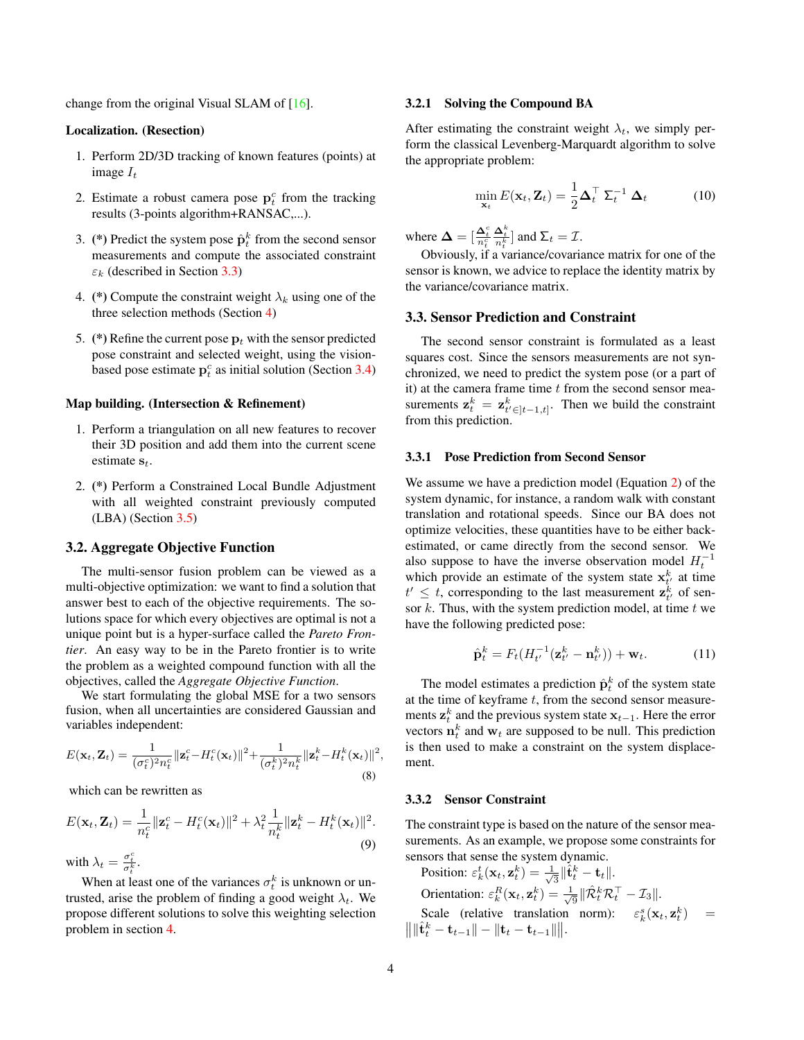change from the original Visual SLAM of [16].

**Localization. (Resection)**

1. Perform 2D/3D tracking of known features (points) at image $I_t$
2. Estimate a robust camera pose $\mathbf{p}_t^c$ from the tracking results (3-points algorithm+RANSAC,...).
3. **(\*)** Predict the system pose $\hat{\mathbf{p}}_t^k$ from the second sensor measurements and compute the associated constraint $\varepsilon_k$ (described in Section 3.3)
4. **(\*)** Compute the constraint weight $\lambda_k$ using one of the three selection methods (Section 4)
5. **(\*)** Refine the current pose $\mathbf{p}_t$ with the sensor predicted pose constraint and selected weight, using the vision-based pose estimate $\mathbf{p}_t^c$ as initial solution (Section 3.4)

**Map building. (Intersection & Refinement)**

1. Perform a triangulation on all new features to recover their 3D position and add them into the current scene estimate $\mathbf{s}_t$.
2. **(\*)** Perform a Constrained Local Bundle Adjustment with all weighted constraint previously computed (LBA) (Section 3.5)

## 3.2. Aggregate Objective Function

The multi-sensor fusion problem can be viewed as a multi-objective optimization: we want to find a solution that answer best to each of the objective requirements. The solutions space for which every objectives are optimal is not a unique point but is a hyper-surface called the *Pareto Frontier*. An easy way to be in the Pareto frontier is to write the problem as a weighted compound function with all the objectives, called the *Aggregate Objective Function*.

We start formulating the global MSE for a two sensors fusion, when all uncertainties are considered Gaussian and variables independent:

$$E(\mathbf{x}_t, \mathbf{Z}_t) = \frac{1}{(\sigma_t^c)^2 n_t^c}\|\mathbf{z}_t^c - H_t^c(\mathbf{x}_t)\|^2 + \frac{1}{(\sigma_t^k)^2 n_t^k}\|\mathbf{z}_t^k - H_t^k(\mathbf{x}_t)\|^2, \tag{8}$$

which can be rewritten as

$$E(\mathbf{x}_t, \mathbf{Z}_t) = \frac{1}{n_t^c}\|\mathbf{z}_t^c - H_t^c(\mathbf{x}_t)\|^2 + \lambda_t^2 \frac{1}{n_t^k}\|\mathbf{z}_t^k - H_t^k(\mathbf{x}_t)\|^2. \tag{9}$$

with $\lambda_t = \frac{\sigma_t^c}{\sigma_t^k}$.

When at least one of the variances $\sigma_t^k$ is unknown or untrusted, arise the problem of finding a good weight $\lambda_t$. We propose different solutions to solve this weighting selection problem in section 4.

### 3.2.1 Solving the Compound BA

After estimating the constraint weight $\lambda_t$, we simply perform the classical Levenberg-Marquardt algorithm to solve the appropriate problem:

$$\min_{\mathbf{x}_t} E(\mathbf{x}_t, \mathbf{Z}_t) = \frac{1}{2}\mathbf{\Delta}_t^\top \, \Sigma_t^{-1} \, \mathbf{\Delta}_t \tag{10}$$

where $\mathbf{\Delta} = [\frac{\mathbf{\Delta}_t^c}{n_t^c} \frac{\mathbf{\Delta}_t^k}{n_t^k}]$ and $\Sigma_t = \mathcal{I}$.

Obviously, if a variance/covariance matrix for one of the sensor is known, we advice to replace the identity matrix by the variance/covariance matrix.

## 3.3. Sensor Prediction and Constraint

The second sensor constraint is formulated as a least squares cost. Since the sensors measurements are not synchronized, we need to predict the system pose (or a part of it) at the camera frame time $t$ from the second sensor measurements $\mathbf{z}_t^k = \mathbf{z}_{t' \in ]t-1,t]}^k$. Then we build the constraint from this prediction.

### 3.3.1 Pose Prediction from Second Sensor

We assume we have a prediction model (Equation 2) of the system dynamic, for instance, a random walk with constant translation and rotational speeds. Since our BA does not optimize velocities, these quantities have to be either back-estimated, or came directly from the second sensor. We also suppose to have the inverse observation model $H_t^{-1}$ which provide an estimate of the system state $\mathbf{x}_{t'}^k$ at time $t' \leq t$, corresponding to the last measurement $\mathbf{z}_{t'}^k$ of sensor $k$. Thus, with the system prediction model, at time $t$ we have the following predicted pose:

$$\hat{\mathbf{p}}_t^k = F_t(H_{t'}^{-1}(\mathbf{z}_{t'}^k - \mathbf{n}_{t'}^k)) + \mathbf{w}_t. \tag{11}$$

The model estimates a prediction $\hat{\mathbf{p}}_t^k$ of the system state at the time of keyframe $t$, from the second sensor measurements $\mathbf{z}_t^k$ and the previous system state $\mathbf{x}_{t-1}$. Here the error vectors $\mathbf{n}_t^k$ and $\mathbf{w}_t$ are supposed to be null. This prediction is then used to make a constraint on the system displacement.

### 3.3.2 Sensor Constraint

The constraint type is based on the nature of the sensor measurements. As an example, we propose some constraints for sensors that sense the system dynamic.

Position: $\varepsilon_k^t(\mathbf{x}_t, \mathbf{z}_t^k) = \frac{1}{\sqrt{3}}\|\hat{\mathbf{t}}_t^k - \mathbf{t}_t\|$.

Orientation: $\varepsilon_k^R(\mathbf{x}_t, \mathbf{z}_t^k) = \frac{1}{\sqrt{9}}\|\hat{\mathcal{R}}_t^k \mathcal{R}_t^\top - \mathcal{I}_3\|$.

Scale (relative translation norm): $\varepsilon_k^s(\mathbf{x}_t, \mathbf{z}_t^k) = \big|\|\hat{\mathbf{t}}_t^k - \mathbf{t}_{t-1}\| - \|\mathbf{t}_t - \mathbf{t}_{t-1}\|\big|$.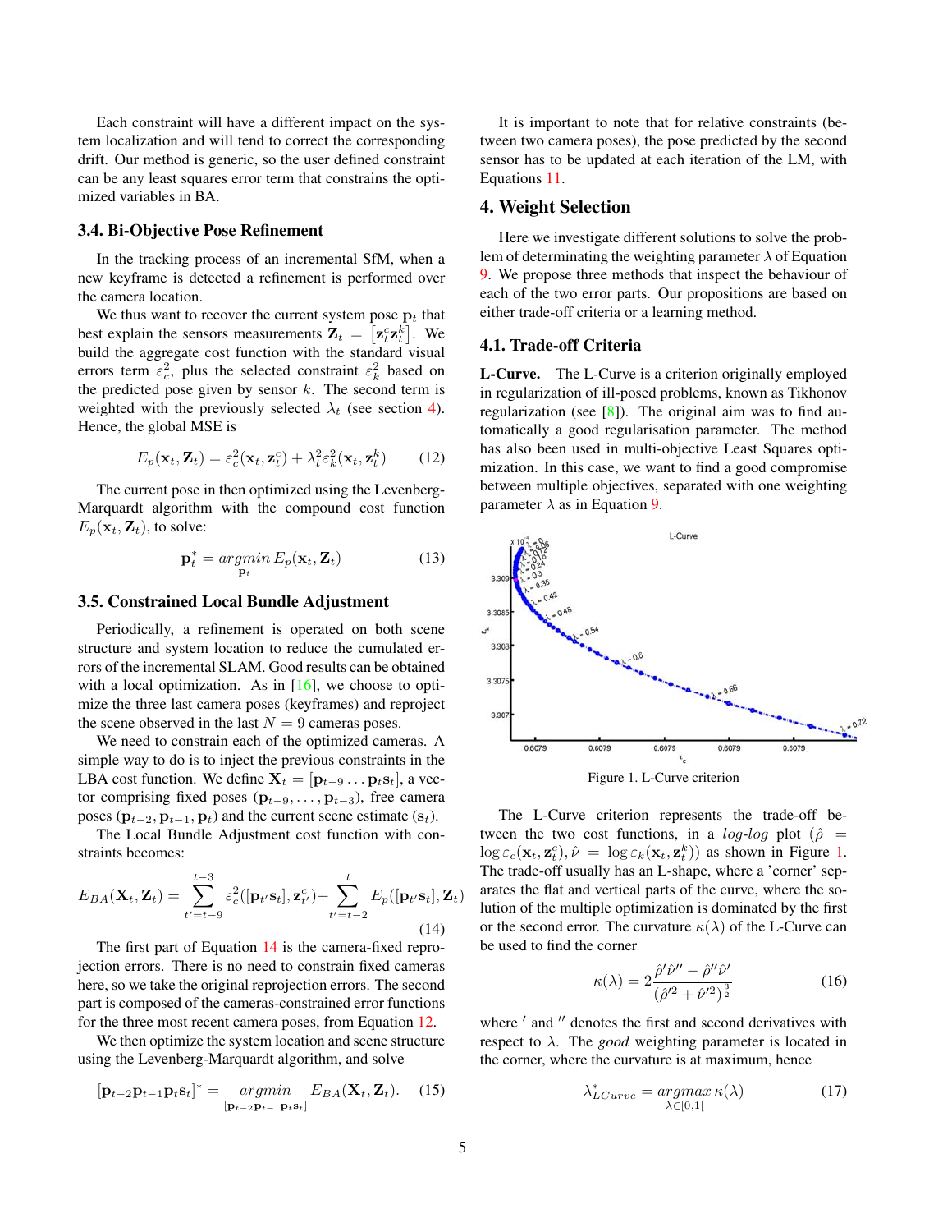Each constraint will have a different impact on the system localization and will tend to correct the corresponding drift. Our method is generic, so the user defined constraint can be any least squares error term that constrains the optimized variables in BA.

### 3.4. Bi-Objective Pose Refinement

In the tracking process of an incremental SfM, when a new keyframe is detected a refinement is performed over the camera location.

We thus want to recover the current system pose $\mathbf{p}_t$ that best explain the sensors measurements $\mathbf{Z}_t = \left[\mathbf{z}_t^c \mathbf{z}_t^k\right]$. We build the aggregate cost function with the standard visual errors term $\varepsilon_c^2$, plus the selected constraint $\varepsilon_k^2$ based on the predicted pose given by sensor $k$. The second term is weighted with the previously selected $\lambda_t$ (see section 4). Hence, the global MSE is

$$E_p(\mathbf{x}_t, \mathbf{Z}_t) = \varepsilon_c^2(\mathbf{x}_t, \mathbf{z}_t^c) + \lambda_t^2 \varepsilon_k^2(\mathbf{x}_t, \mathbf{z}_t^k) \tag{12}$$

The current pose in then optimized using the Levenberg-Marquardt algorithm with the compound cost function $E_p(\mathbf{x}_t, \mathbf{Z}_t)$, to solve:

$$\mathbf{p}_t^* = \underset{\mathbf{p}_t}{argmin}\, E_p(\mathbf{x}_t, \mathbf{Z}_t) \tag{13}$$

### 3.5. Constrained Local Bundle Adjustment

Periodically, a refinement is operated on both scene structure and system location to reduce the cumulated errors of the incremental SLAM. Good results can be obtained with a local optimization. As in [16], we choose to optimize the three last camera poses (keyframes) and reproject the scene observed in the last $N = 9$ cameras poses.

We need to constrain each of the optimized cameras. A simple way to do is to inject the previous constraints in the LBA cost function. We define $\mathbf{X}_t = [\mathbf{p}_{t-9} \dots \mathbf{p}_t \mathbf{s}_t]$, a vector comprising fixed poses $(\mathbf{p}_{t-9}, \dots, \mathbf{p}_{t-3})$, free camera poses $(\mathbf{p}_{t-2}, \mathbf{p}_{t-1}, \mathbf{p}_t)$ and the current scene estimate $(\mathbf{s}_t)$. The Local Bundle Adjustment cost function with constraints becomes:

$$E_{BA}(\mathbf{X}_t, \mathbf{Z}_t) = \sum_{t'=t-9}^{t-3} \varepsilon_c^2([\mathbf{p}_{t'} \mathbf{s}_t], \mathbf{z}_{t'}^c) + \sum_{t'=t-2}^{t} E_p([\mathbf{p}_{t'} \mathbf{s}_t], \mathbf{Z}_t) \tag{14}$$

The first part of Equation 14 is the camera-fixed reprojection errors. There is no need to constrain fixed cameras here, so we take the original reprojection errors. The second part is composed of the cameras-constrained error functions for the three most recent camera poses, from Equation 12.

We then optimize the system location and scene structure using the Levenberg-Marquardt algorithm, and solve

$$[\mathbf{p}_{t-2} \mathbf{p}_{t-1} \mathbf{p}_t \mathbf{s}_t]^* = \underset{[\mathbf{p}_{t-2} \mathbf{p}_{t-1} \mathbf{p}_t \mathbf{s}_t]}{argmin} E_{BA}(\mathbf{X}_t, \mathbf{Z}_t). \tag{15}$$

It is important to note that for relative constraints (between two camera poses), the pose predicted by the second sensor has to be updated at each iteration of the LM, with Equations 11.

## 4. Weight Selection

Here we investigate different solutions to solve the problem of determinating the weighting parameter $\lambda$ of Equation 9. We propose three methods that inspect the behaviour of each of the two error parts. Our propositions are based on either trade-off criteria or a learning method.

### 4.1. Trade-off Criteria

**L-Curve.** The L-Curve is a criterion originally employed in regularization of ill-posed problems, known as Tikhonov regularization (see [8]). The original aim was to find automatically a good regularisation parameter. The method has also been used in multi-objective Least Squares optimization. In this case, we want to find a good compromise between multiple objectives, separated with one weighting parameter $\lambda$ as in Equation 9.

L-Curve

x 10^-4

3.309
3.3085
3.308
3.3075
3.307

0.6079
0.6079
0.6079
0.6079
0.6079

λ = 0.3
λ = 0.36
λ = 0.42
λ = 0.48
λ = 0.54
λ = 0.6
λ = 0.66
λ = 0.72

Figure 1. L-Curve criterion

The L-Curve criterion represents the trade-off between the two cost functions, in a *log-log* plot ($\hat{\rho} = \log \varepsilon_c(\mathbf{x}_t, \mathbf{z}_t^c), \hat{\nu} = \log \varepsilon_k(\mathbf{x}_t, \mathbf{z}_t^k)$) as shown in Figure 1. The trade-off usually has an L-shape, where a 'corner' separates the flat and vertical parts of the curve, where the solution of the multiple optimization is dominated by the first or the second error. The curvature $\kappa(\lambda)$ of the L-Curve can be used to find the corner

$$\kappa(\lambda) = 2 \frac{\hat{\rho}' \hat{\nu}'' - \hat{\rho}'' \hat{\nu}'}{(\hat{\rho}'^2 + \hat{\nu}'^2)^{\frac{3}{2}}} \tag{16}$$

where $'$ and $''$ denotes the first and second derivatives with respect to $\lambda$. The *good* weighting parameter is located in the corner, where the curvature is at maximum, hence

$$\lambda_{LCurve}^* = \underset{\lambda \in [0,1[}{argmax}\, \kappa(\lambda) \tag{17}$$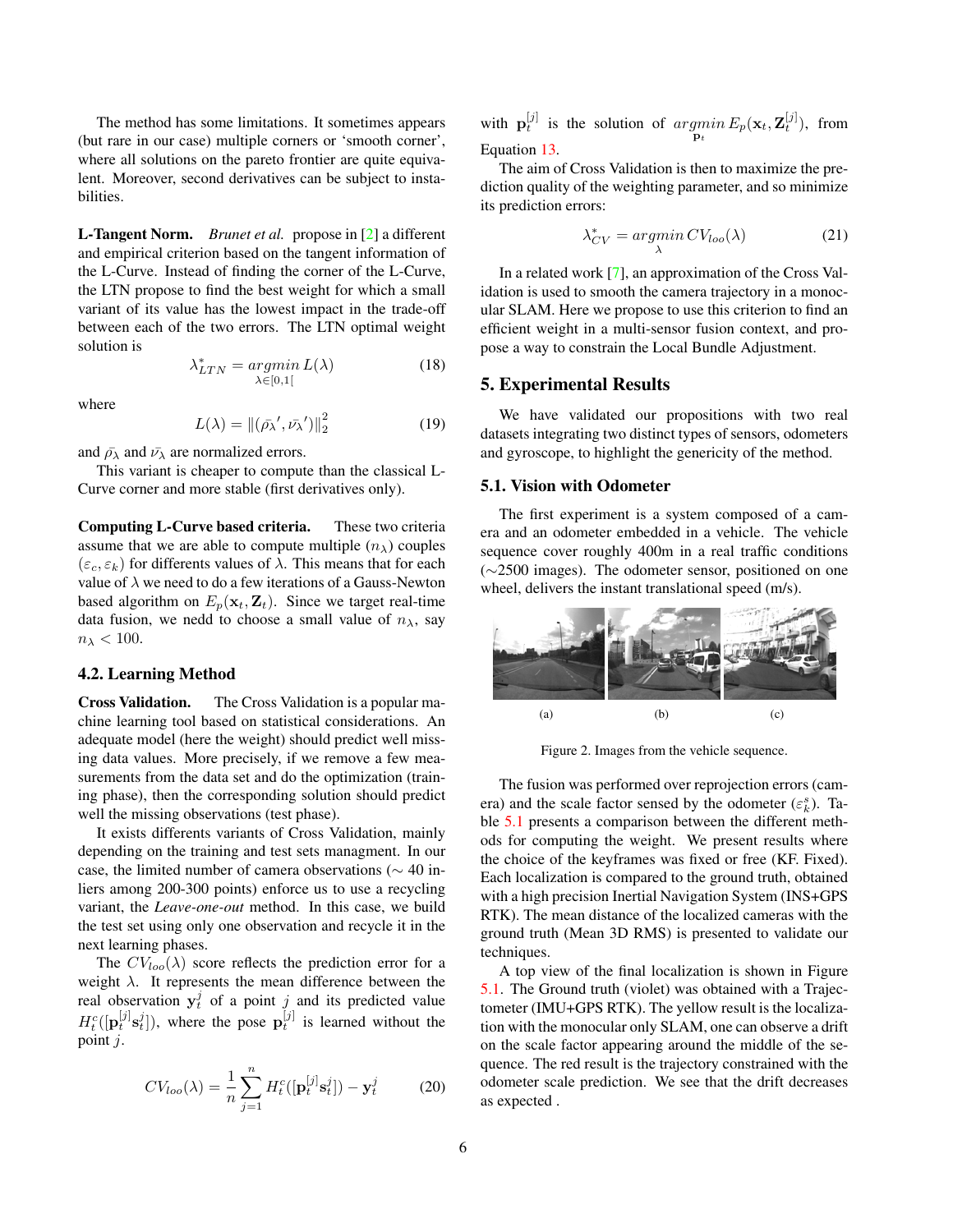The method has some limitations. It sometimes appears (but rare in our case) multiple corners or 'smooth corner', where all solutions on the pareto frontier are quite equivalent. Moreover, second derivatives can be subject to instabilities.

**L-Tangent Norm.** *Brunet et al.* propose in [2] a different and empirical criterion based on the tangent information of the L-Curve. Instead of finding the corner of the L-Curve, the LTN propose to find the best weight for which a small variant of its value has the lowest impact in the trade-off between each of the two errors. The LTN optimal weight solution is

$$\lambda^*_{LTN} = \underset{\lambda \in [0,1[}{argmin}\, L(\lambda) \tag{18}$$

where

$$L(\lambda) = \|(\bar{\rho_\lambda}', \bar{\nu_\lambda}')\|_2^2 \tag{19}$$

and $\bar{\rho_\lambda}$ and $\bar{\nu_\lambda}$ are normalized errors.

This variant is cheaper to compute than the classical L-Curve corner and more stable (first derivatives only).

**Computing L-Curve based criteria.** These two criteria assume that we are able to compute multiple ($n_\lambda$) couples $(\varepsilon_c, \varepsilon_k)$ for differents values of $\lambda$. This means that for each value of $\lambda$ we need to do a few iterations of a Gauss-Newton based algorithm on $E_p(\mathbf{x}_t, \mathbf{Z}_t)$. Since we target real-time data fusion, we nedd to choose a small value of $n_\lambda$, say $n_\lambda < 100$.

### 4.2. Learning Method

**Cross Validation.** The Cross Validation is a popular machine learning tool based on statistical considerations. An adequate model (here the weight) should predict well missing data values. More precisely, if we remove a few measurements from the data set and do the optimization (training phase), then the corresponding solution should predict well the missing observations (test phase).

It exists differents variants of Cross Validation, mainly depending on the training and test sets managment. In our case, the limited number of camera observations ($\sim$ 40 inliers among 200-300 points) enforce us to use a recycling variant, the *Leave-one-out* method. In this case, we build the test set using only one observation and recycle it in the next learning phases.

The $CV_{loo}(\lambda)$ score reflects the prediction error for a weight $\lambda$. It represents the mean difference between the real observation $\mathbf{y}_t^j$ of a point $j$ and its predicted value $H_t^c([\mathbf{p}_t^{[j]}\mathbf{s}_t^j])$, where the pose $\mathbf{p}_t^{[j]}$ is learned without the point $j$.

$$CV_{loo}(\lambda) = \frac{1}{n}\sum_{j=1}^{n} H_t^c([\mathbf{p}_t^{[j]}\mathbf{s}_t^j]) - \mathbf{y}_t^j \tag{20}$$

with $\mathbf{p}_t^{[j]}$ is the solution of $\underset{\mathbf{p}_t}{argmin}\, E_p(\mathbf{x}_t, \mathbf{Z}_t^{[j]})$, from Equation 13.

The aim of Cross Validation is then to maximize the prediction quality of the weighting parameter, and so minimize its prediction errors:

$$\lambda^*_{CV} = \underset{\lambda}{argmin}\, CV_{loo}(\lambda) \tag{21}$$

In a related work [7], an approximation of the Cross Validation is used to smooth the camera trajectory in a monocular SLAM. Here we propose to use this criterion to find an efficient weight in a multi-sensor fusion context, and propose a way to constrain the Local Bundle Adjustment.

## 5. Experimental Results

We have validated our propositions with two real datasets integrating two distinct types of sensors, odometers and gyroscope, to highlight the genericity of the method.

### 5.1. Vision with Odometer

The first experiment is a system composed of a camera and an odometer embedded in a vehicle. The vehicle sequence cover roughly 400m in a real traffic conditions ($\sim$2500 images). The odometer sensor, positioned on one wheel, delivers the instant translational speed (m/s).

(a) (b) (c)

Figure 2. Images from the vehicle sequence.

The fusion was performed over reprojection errors (camera) and the scale factor sensed by the odometer ($\varepsilon_k^s$). Table 5.1 presents a comparison between the different methods for computing the weight. We present results where the choice of the keyframes was fixed or free (KF. Fixed). Each localization is compared to the ground truth, obtained with a high precision Inertial Navigation System (INS+GPS RTK). The mean distance of the localized cameras with the ground truth (Mean 3D RMS) is presented to validate our techniques.

A top view of the final localization is shown in Figure 5.1. The Ground truth (violet) was obtained with a Trajectometer (IMU+GPS RTK). The yellow result is the localization with the monocular only SLAM, one can observe a drift on the scale factor appearing around the middle of the sequence. The red result is the trajectory constrained with the odometer scale prediction. We see that the drift decreases as expected .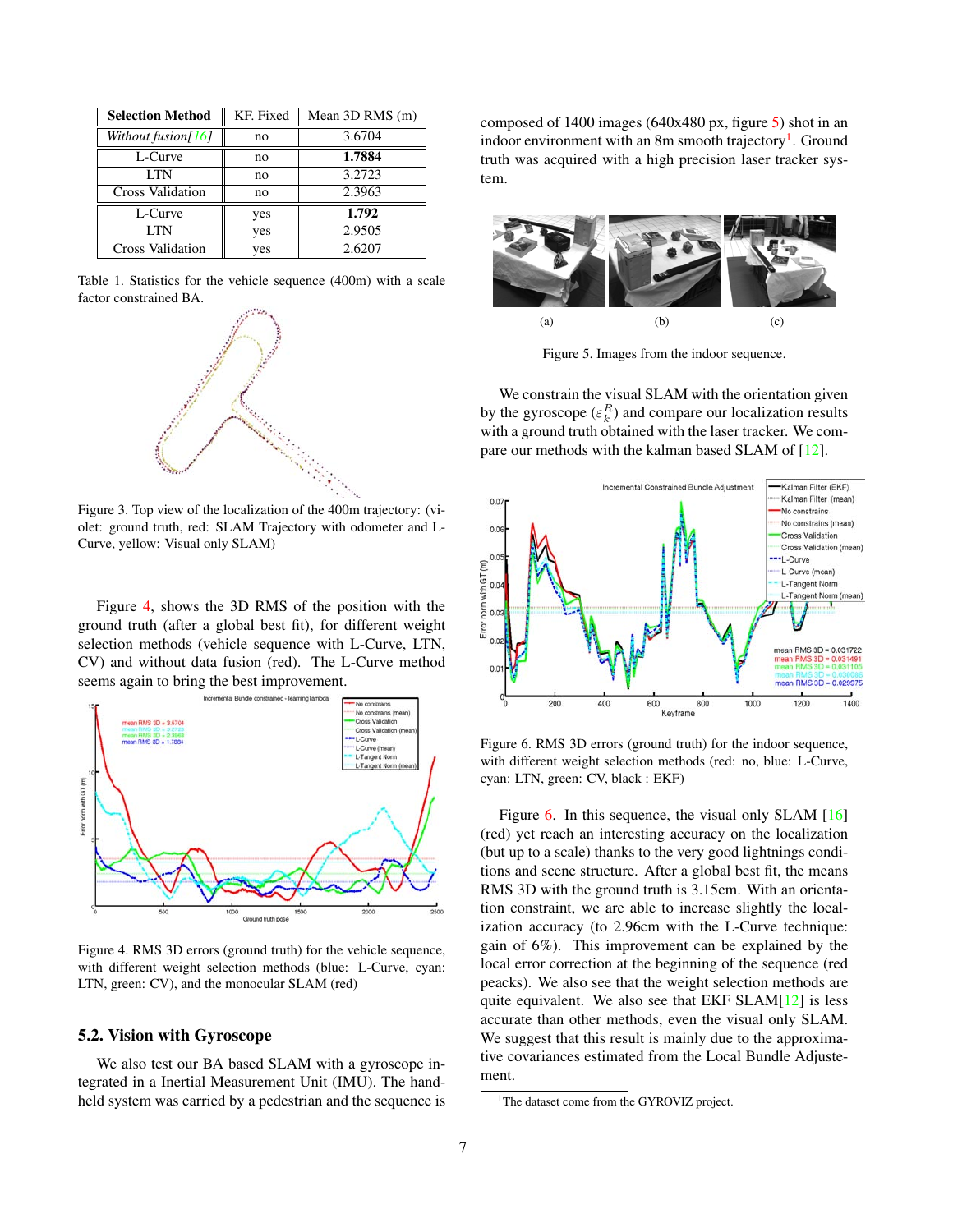| Selection Method | KF. Fixed | Mean 3D RMS (m) |
|---|---|---|
| *Without fusion[16]* | no | 3.6704 |
| L-Curve | no | **1.7884** |
| LTN | no | 3.2723 |
| Cross Validation | no | 2.3963 |
| L-Curve | yes | **1.792** |
| LTN | yes | 2.9505 |
| Cross Validation | yes | 2.6207 |

Table 1. Statistics for the vehicle sequence (400m) with a scale factor constrained BA.

Figure 3. Top view of the localization of the 400m trajectory: (violet: ground truth, red: SLAM Trajectory with odometer and L-Curve, yellow: Visual only SLAM)

Figure 4, shows the 3D RMS of the position with the ground truth (after a global best fit), for different weight selection methods (vehicle sequence with L-Curve, LTN, CV) and without data fusion (red). The L-Curve method seems again to bring the best improvement.

Incremental Bundle constrained - learning lambda
No constrains
No constrains (mean)
Cross Validation
Cross Validation (mean)
L-Curve
L-Curve (mean)
L-Tangent Norm
L-Tangent Norm (mean)
mean RMS 3D = 3.6704
mean RMS 3D = 3.2723
mean RMS 3D = 2.3963
mean RMS 3D = 1.7884
Error norm with GT (m)
Ground truth pose

Figure 4. RMS 3D errors (ground truth) for the vehicle sequence, with different weight selection methods (blue: L-Curve, cyan: LTN, green: CV), and the monocular SLAM (red)

## 5.2. Vision with Gyroscope

We also test our BA based SLAM with a gyroscope integrated in a Inertial Measurement Unit (IMU). The hand-held system was carried by a pedestrian and the sequence is composed of 1400 images (640x480 px, figure 5) shot in an indoor environment with an 8m smooth trajectory[1]. Ground truth was acquired with a high precision laser tracker system.

(a) (b) (c)

Figure 5. Images from the indoor sequence.

We constrain the visual SLAM with the orientation given by the gyroscope ($\varepsilon_k^R$) and compare our localization results with a ground truth obtained with the laser tracker. We compare our methods with the kalman based SLAM of [12].

Incremental Constrained Bundle Adjustment
Kalman Filter (EKF)
Kalman Filter (mean)
No constrains
No constrains (mean)
Cross Validation
Cross Validation (mean)
L-Curve
L-Curve (mean)
L-Tangent Norm
L-Tangent Norm (mean)
mean RMS 3D = 0.031722
mean RMS 3D = 0.031491
mean RMS 3D = 0.031105
mean RMS 3D = 0.030080
mean RMS 3D = 0.029975
Error norm with GT (m)
Keyframe

Figure 6. RMS 3D errors (ground truth) for the indoor sequence, with different weight selection methods (red: no, blue: L-Curve, cyan: LTN, green: CV, black : EKF)

Figure 6. In this sequence, the visual only SLAM [16] (red) yet reach an interesting accuracy on the localization (but up to a scale) thanks to the very good lightnings conditions and scene structure. After a global best fit, the means RMS 3D with the ground truth is 3.15cm. With an orientation constraint, we are able to increase slightly the localization accuracy (to 2.96cm with the L-Curve technique: gain of 6%). This improvement can be explained by the local error correction at the beginning of the sequence (red peacks). We also see that the weight selection methods are quite equivalent. We also see that EKF SLAM[12] is less accurate than other methods, even the visual only SLAM. We suggest that this result is mainly due to the approximative covariances estimated from the Local Bundle Adjustement.

[1]The dataset come from the GYROVIZ project.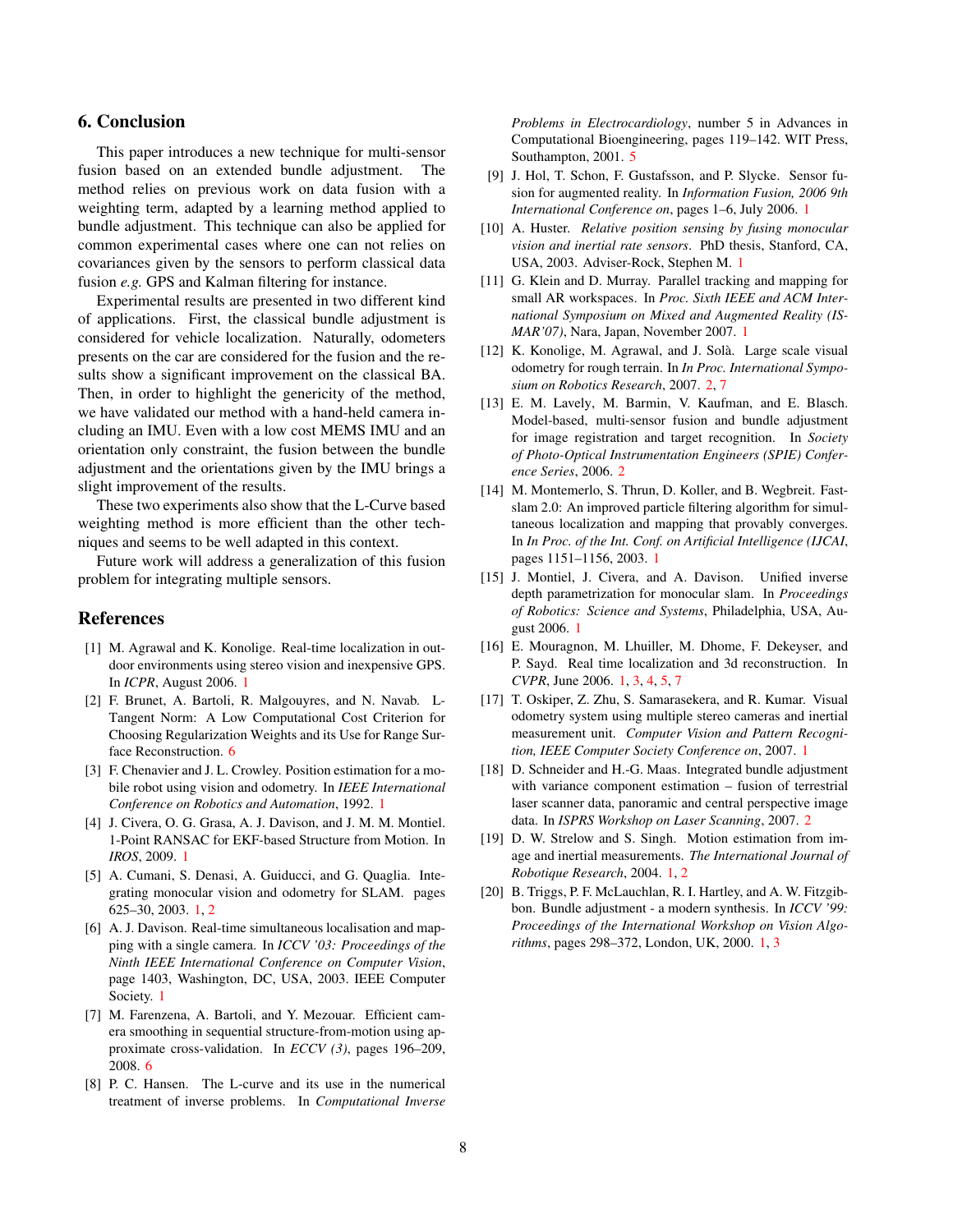## 6. Conclusion

This paper introduces a new technique for multi-sensor fusion based on an extended bundle adjustment. The method relies on previous work on data fusion with a weighting term, adapted by a learning method applied to bundle adjustment. This technique can also be applied for common experimental cases where one can not relies on covariances given by the sensors to perform classical data fusion *e.g.* GPS and Kalman filtering for instance.

Experimental results are presented in two different kind of applications. First, the classical bundle adjustment is considered for vehicle localization. Naturally, odometers presents on the car are considered for the fusion and the results show a significant improvement on the classical BA. Then, in order to highlight the genericity of the method, we have validated our method with a hand-held camera including an IMU. Even with a low cost MEMS IMU and an orientation only constraint, the fusion between the bundle adjustment and the orientations given by the IMU brings a slight improvement of the results.

These two experiments also show that the L-Curve based weighting method is more efficient than the other techniques and seems to be well adapted in this context.

Future work will address a generalization of this fusion problem for integrating multiple sensors.

## References

[1] M. Agrawal and K. Konolige. Real-time localization in outdoor environments using stereo vision and inexpensive GPS. In *ICPR*, August 2006. 1

[2] F. Brunet, A. Bartoli, R. Malgouyres, and N. Navab. L-Tangent Norm: A Low Computational Cost Criterion for Choosing Regularization Weights and its Use for Range Surface Reconstruction. 6

[3] F. Chenavier and J. L. Crowley. Position estimation for a mobile robot using vision and odometry. In *IEEE International Conference on Robotics and Automation*, 1992. 1

[4] J. Civera, O. G. Grasa, A. J. Davison, and J. M. M. Montiel. 1-Point RANSAC for EKF-based Structure from Motion. In *IROS*, 2009. 1

[5] A. Cumani, S. Denasi, A. Guiducci, and G. Quaglia. Integrating monocular vision and odometry for SLAM. pages 625–30, 2003. 1, 2

[6] A. J. Davison. Real-time simultaneous localisation and mapping with a single camera. In *ICCV '03: Proceedings of the Ninth IEEE International Conference on Computer Vision*, page 1403, Washington, DC, USA, 2003. IEEE Computer Society. 1

[7] M. Farenzena, A. Bartoli, and Y. Mezouar. Efficient camera smoothing in sequential structure-from-motion using approximate cross-validation. In *ECCV (3)*, pages 196–209, 2008. 6

[8] P. C. Hansen. The L-curve and its use in the numerical treatment of inverse problems. In *Computational Inverse Problems in Electrocardiology*, number 5 in Advances in Computational Bioengineering, pages 119–142. WIT Press, Southampton, 2001. 5

[9] J. Hol, T. Schon, F. Gustafsson, and P. Slycke. Sensor fusion for augmented reality. In *Information Fusion, 2006 9th International Conference on*, pages 1–6, July 2006. 1

[10] A. Huster. *Relative position sensing by fusing monocular vision and inertial rate sensors*. PhD thesis, Stanford, CA, USA, 2003. Adviser-Rock, Stephen M. 1

[11] G. Klein and D. Murray. Parallel tracking and mapping for small AR workspaces. In *Proc. Sixth IEEE and ACM International Symposium on Mixed and Augmented Reality (ISMAR'07)*, Nara, Japan, November 2007. 1

[12] K. Konolige, M. Agrawal, and J. Solà. Large scale visual odometry for rough terrain. In *In Proc. International Symposium on Robotics Research*, 2007. 2, 7

[13] E. M. Lavely, M. Barmin, V. Kaufman, and E. Blasch. Model-based, multi-sensor fusion and bundle adjustment for image registration and target recognition. In *Society of Photo-Optical Instrumentation Engineers (SPIE) Conference Series*, 2006. 2

[14] M. Montemerlo, S. Thrun, D. Koller, and B. Wegbreit. Fastslam 2.0: An improved particle filtering algorithm for simultaneous localization and mapping that provably converges. In *In Proc. of the Int. Conf. on Artificial Intelligence (IJCAI*, pages 1151–1156, 2003. 1

[15] J. Montiel, J. Civera, and A. Davison. Unified inverse depth parametrization for monocular slam. In *Proceedings of Robotics: Science and Systems*, Philadelphia, USA, August 2006. 1

[16] E. Mouragnon, M. Lhuiller, M. Dhome, F. Dekeyser, and P. Sayd. Real time localization and 3d reconstruction. In *CVPR*, June 2006. 1, 3, 4, 5, 7

[17] T. Oskiper, Z. Zhu, S. Samarasekera, and R. Kumar. Visual odometry system using multiple stereo cameras and inertial measurement unit. *Computer Vision and Pattern Recognition, IEEE Computer Society Conference on*, 2007. 1

[18] D. Schneider and H.-G. Maas. Integrated bundle adjustment with variance component estimation – fusion of terrestrial laser scanner data, panoramic and central perspective image data. In *ISPRS Workshop on Laser Scanning*, 2007. 2

[19] D. W. Strelow and S. Singh. Motion estimation from image and inertial measurements. *The International Journal of Robotique Research*, 2004. 1, 2

[20] B. Triggs, P. F. McLauchlan, R. I. Hartley, and A. W. Fitzgibbon. Bundle adjustment - a modern synthesis. In *ICCV '99: Proceedings of the International Workshop on Vision Algorithms*, pages 298–372, London, UK, 2000. 1, 3